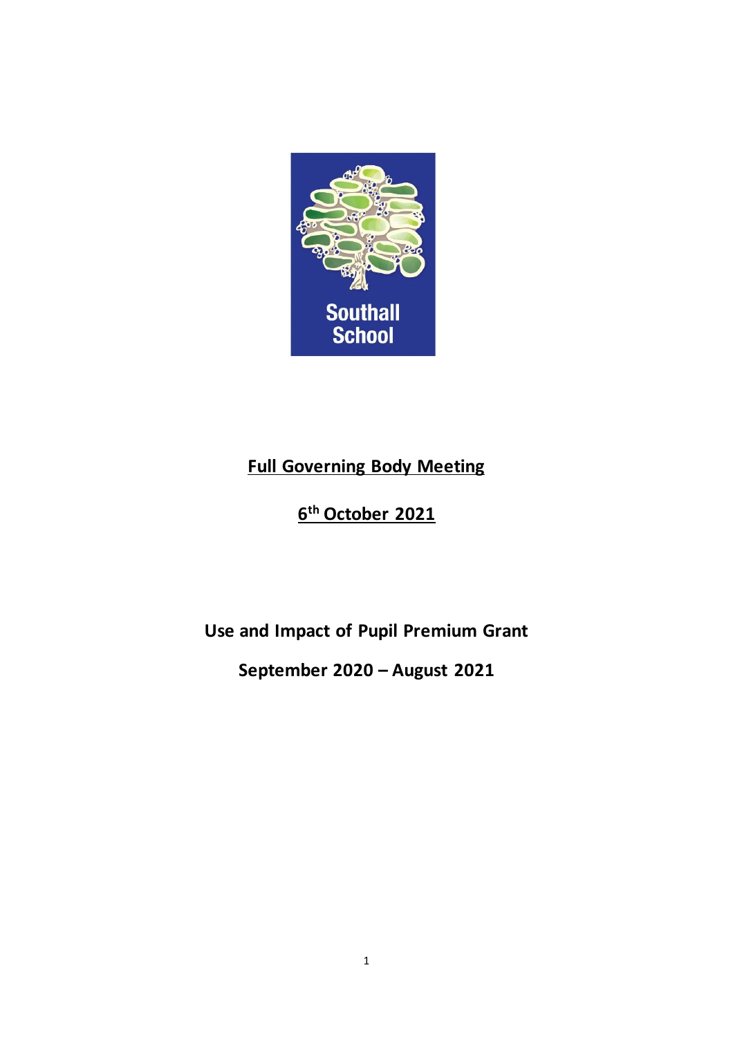Southall School

**<u>Full Governing Body Meeting</u>**

**<u>6th October 2021</u>**

**Use and Impact of Pupil Premium Grant**

**September 2020 – August 2021**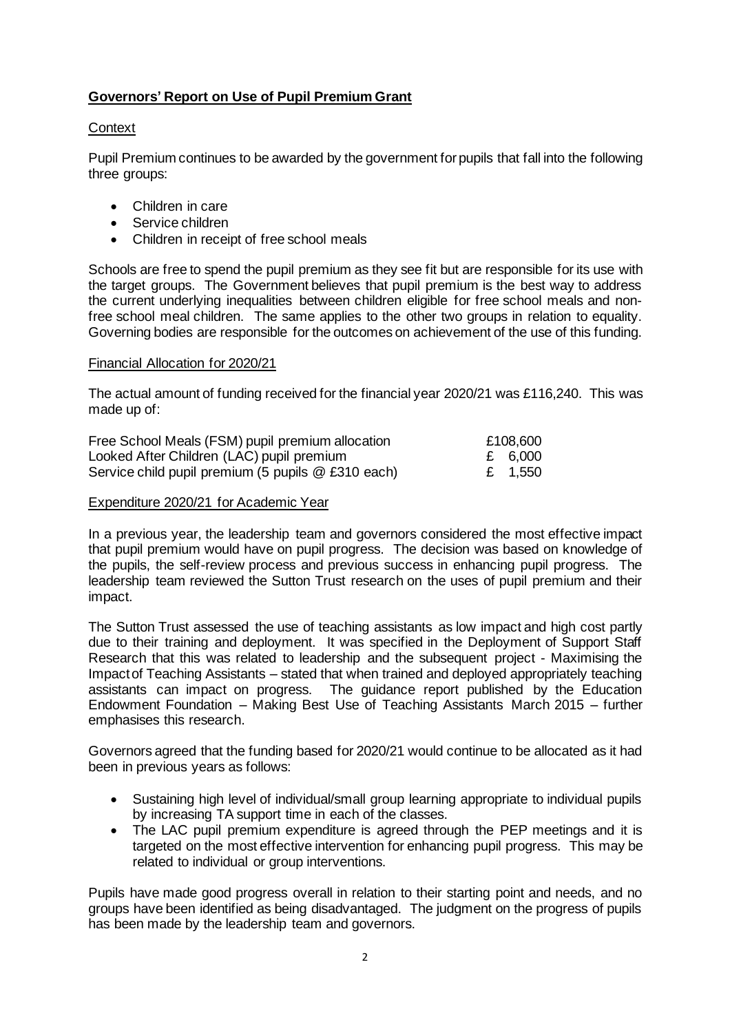## Governors' Report on Use of Pupil Premium Grant

### Context

Pupil Premium continues to be awarded by the government for pupils that fall into the following three groups:

- Children in care
- Service children
- Children in receipt of free school meals

Schools are free to spend the pupil premium as they see fit but are responsible for its use with the target groups. The Government believes that pupil premium is the best way to address the current underlying inequalities between children eligible for free school meals and non-free school meal children. The same applies to the other two groups in relation to equality. Governing bodies are responsible for the outcomes on achievement of the use of this funding.

### Financial Allocation for 2020/21

The actual amount of funding received for the financial year 2020/21 was £116,240. This was made up of:

| | |
|---|---|
| Free School Meals (FSM) pupil premium allocation | £108,600 |
| Looked After Children (LAC) pupil premium | £ 6,000 |
| Service child pupil premium (5 pupils @ £310 each) | £ 1,550 |

### Expenditure 2020/21 for Academic Year

In a previous year, the leadership team and governors considered the most effective impact that pupil premium would have on pupil progress. The decision was based on knowledge of the pupils, the self-review process and previous success in enhancing pupil progress. The leadership team reviewed the Sutton Trust research on the uses of pupil premium and their impact.

The Sutton Trust assessed the use of teaching assistants as low impact and high cost partly due to their training and deployment. It was specified in the Deployment of Support Staff Research that this was related to leadership and the subsequent project - Maximising the Impact of Teaching Assistants – stated that when trained and deployed appropriately teaching assistants can impact on progress. The guidance report published by the Education Endowment Foundation – Making Best Use of Teaching Assistants March 2015 – further emphasises this research.

Governors agreed that the funding based for 2020/21 would continue to be allocated as it had been in previous years as follows:

- Sustaining high level of individual/small group learning appropriate to individual pupils by increasing TA support time in each of the classes.
- The LAC pupil premium expenditure is agreed through the PEP meetings and it is targeted on the most effective intervention for enhancing pupil progress. This may be related to individual or group interventions.

Pupils have made good progress overall in relation to their starting point and needs, and no groups have been identified as being disadvantaged. The judgment on the progress of pupils has been made by the leadership team and governors.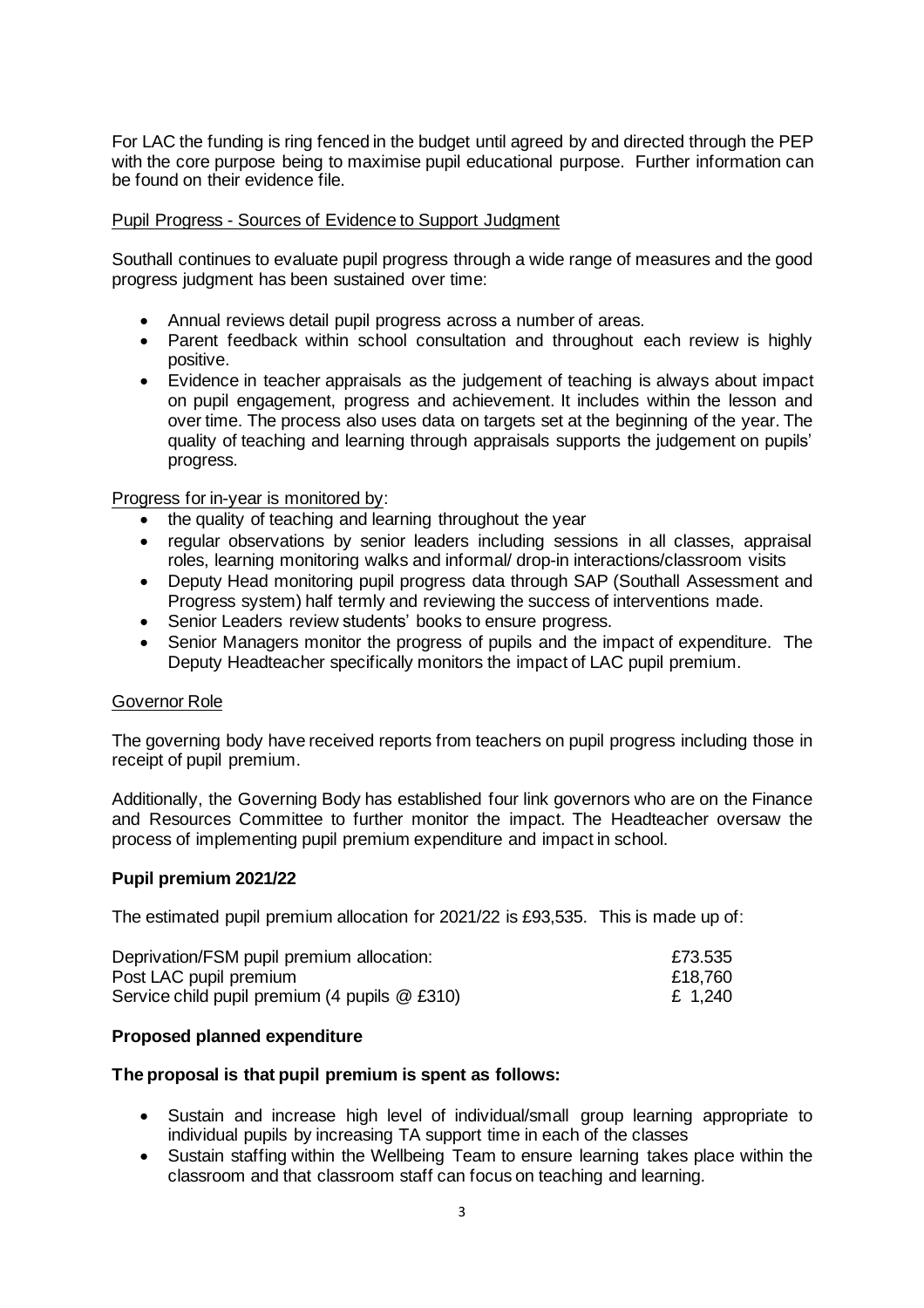For LAC the funding is ring fenced in the budget until agreed by and directed through the PEP with the core purpose being to maximise pupil educational purpose. Further information can be found on their evidence file.

<u>Pupil Progress - Sources of Evidence to Support Judgment</u>

Southall continues to evaluate pupil progress through a wide range of measures and the good progress judgment has been sustained over time:

- Annual reviews detail pupil progress across a number of areas.
- Parent feedback within school consultation and throughout each review is highly positive.
- Evidence in teacher appraisals as the judgement of teaching is always about impact on pupil engagement, progress and achievement. It includes within the lesson and over time. The process also uses data on targets set at the beginning of the year. The quality of teaching and learning through appraisals supports the judgement on pupils' progress.

<u>Progress for in-year is monitored by</u>:

- the quality of teaching and learning throughout the year
- regular observations by senior leaders including sessions in all classes, appraisal roles, learning monitoring walks and informal/ drop-in interactions/classroom visits
- Deputy Head monitoring pupil progress data through SAP (Southall Assessment and Progress system) half termly and reviewing the success of interventions made.
- Senior Leaders review students' books to ensure progress.
- Senior Managers monitor the progress of pupils and the impact of expenditure. The Deputy Headteacher specifically monitors the impact of LAC pupil premium.

<u>Governor Role</u>

The governing body have received reports from teachers on pupil progress including those in receipt of pupil premium.

Additionally, the Governing Body has established four link governors who are on the Finance and Resources Committee to further monitor the impact. The Headteacher oversaw the process of implementing pupil premium expenditure and impact in school.

**Pupil premium 2021/22**

The estimated pupil premium allocation for 2021/22 is £93,535. This is made up of:

| | |
|---|---|
| Deprivation/FSM pupil premium allocation: | £73.535 |
| Post LAC pupil premium | £18,760 |
| Service child pupil premium (4 pupils @ £310) | £ 1,240 |

**Proposed planned expenditure**

**The proposal is that pupil premium is spent as follows:**

- Sustain and increase high level of individual/small group learning appropriate to individual pupils by increasing TA support time in each of the classes
- Sustain staffing within the Wellbeing Team to ensure learning takes place within the classroom and that classroom staff can focus on teaching and learning.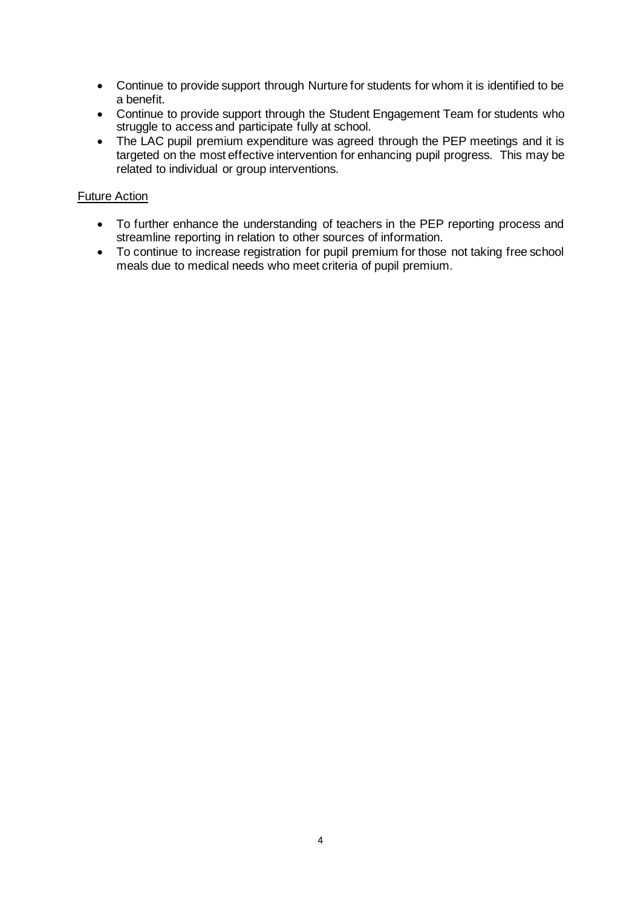- Continue to provide support through Nurture for students for whom it is identified to be a benefit.
- Continue to provide support through the Student Engagement Team for students who struggle to access and participate fully at school.
- The LAC pupil premium expenditure was agreed through the PEP meetings and it is targeted on the most effective intervention for enhancing pupil progress. This may be related to individual or group interventions.

Future Action

- To further enhance the understanding of teachers in the PEP reporting process and streamline reporting in relation to other sources of information.
- To continue to increase registration for pupil premium for those not taking free school meals due to medical needs who meet criteria of pupil premium.